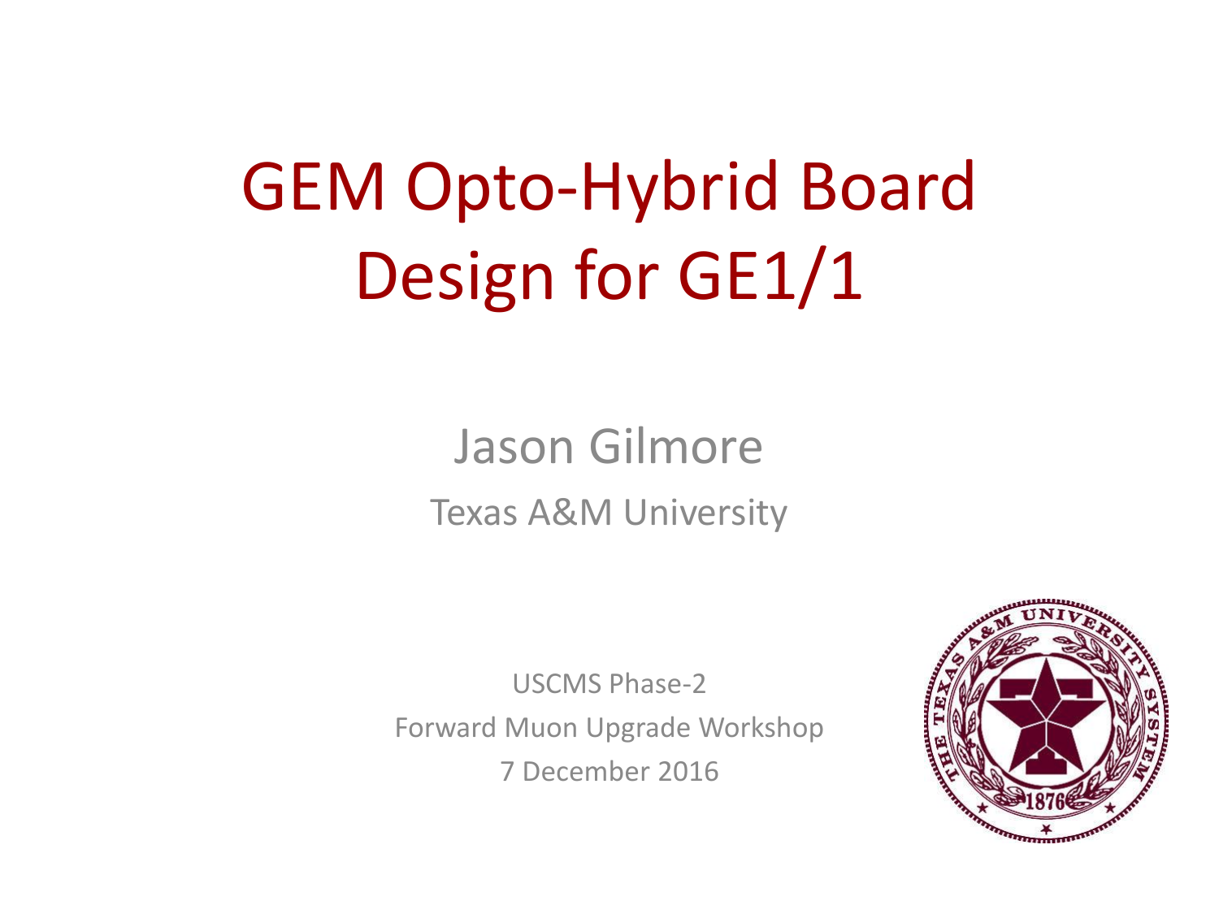# GEM Opto-Hybrid Board Design for GE1/1

Jason Gilmore

Texas A&M University

USCMS Phase-2

Forward Muon Upgrade Workshop

7 December 2016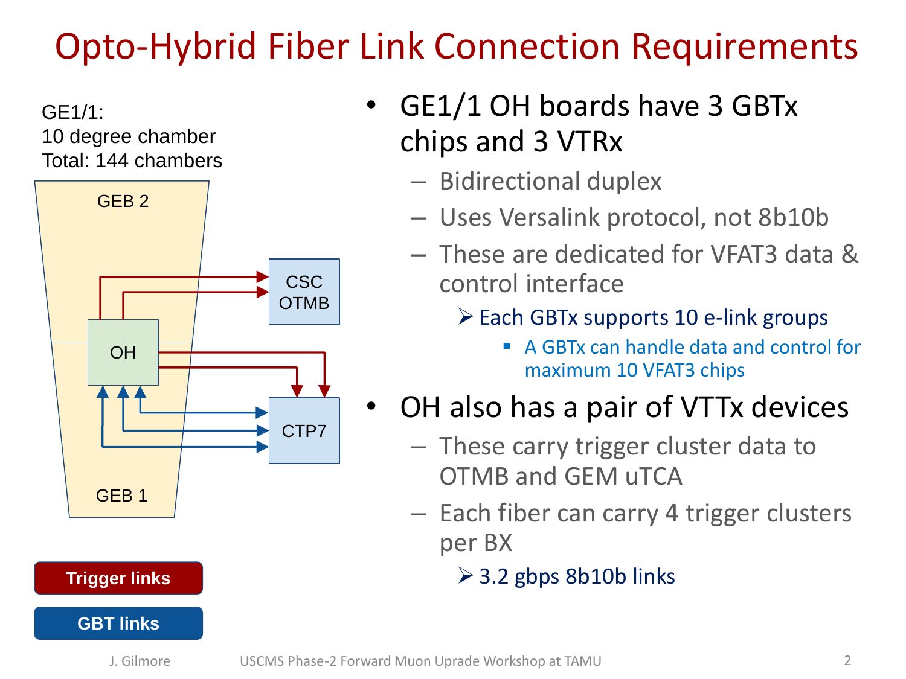# Opto-Hybrid Fiber Link Connection Requirements

GE1/1:
10 degree chamber
Total: 144 chambers

GEB 2

CSC OTMB

OH

CTP7

GEB 1

Trigger links

GBT links

- GE1/1 OH boards have 3 GBTx chips and 3 VTRx
  - Bidirectional duplex
  - Uses Versalink protocol, not 8b10b
  - These are dedicated for VFAT3 data & control interface
    - Each GBTx supports 10 e-link groups
      - A GBTx can handle data and control for maximum 10 VFAT3 chips
- OH also has a pair of VTTx devices
  - These carry trigger cluster data to OTMB and GEM uTCA
  - Each fiber can carry 4 trigger clusters per BX
    - 3.2 gbps 8b10b links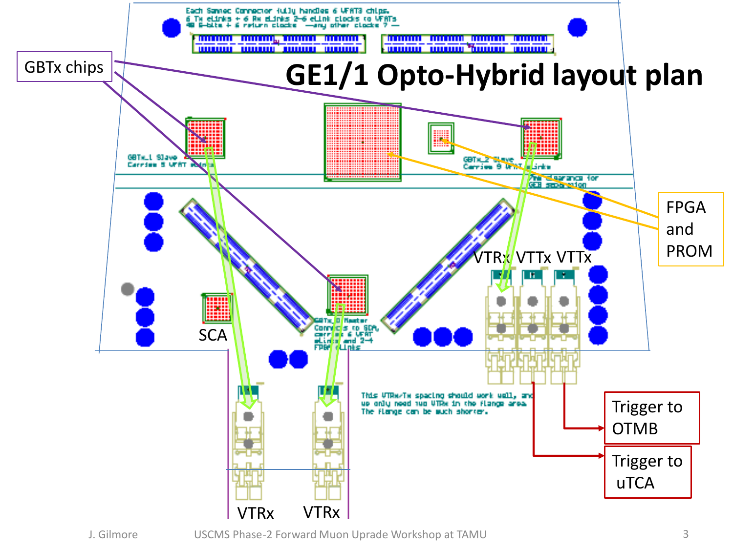# GE1/1 Opto-Hybrid layout plan

Each Samtec Connector fully handles 6 VFAT3 chips.
6 Tx eLinks + 6 Rx eLinks 2-6 eLink clocks to VFATs
48 6-bits + 6 return clocks —any other clocks ? —

GBTx chips

FPGA and PROM

GBTx_1 Slave
Carries 9 VFAT eLinks

GBTx_2 Slave
Carries 9 VFAT eLinks

7mm clearance for GEB separation

GBTx_0 Master
Connects to SCA,
carries 6 VFAT
eLinks and 2-4
FPGA eLinks

SCA

VTRx VTTx VTTx

VTRx VTRx

This VTRx/Tx spacing should work well, and
we only need two VTRx in the flange area.
The flange can be much shorter.

Trigger to OTMB

Trigger to uTCA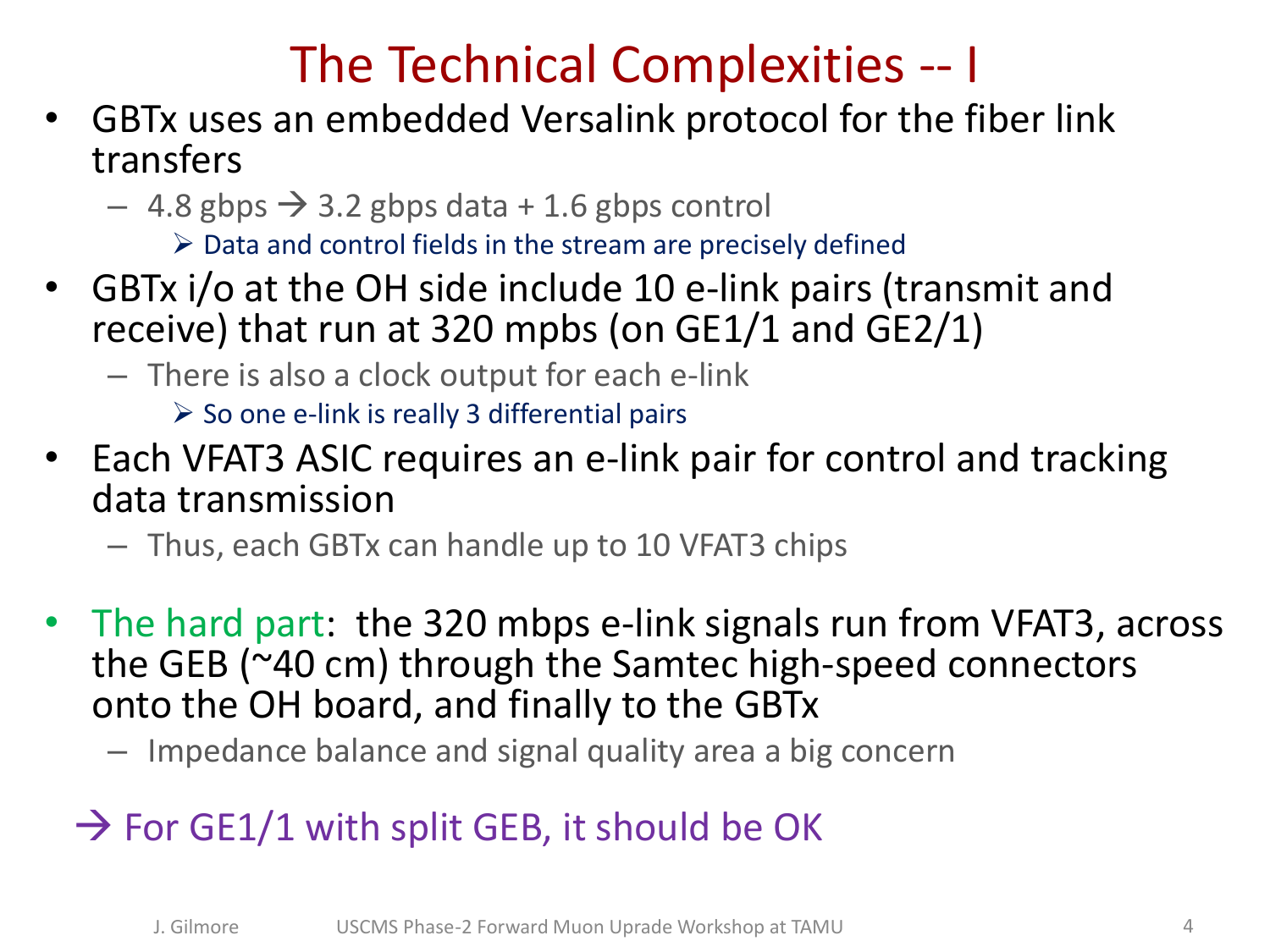# The Technical Complexities -- I

- GBTx uses an embedded Versalink protocol for the fiber link transfers
  - 4.8 gbps → 3.2 gbps data + 1.6 gbps control
    - ➢ Data and control fields in the stream are precisely defined
- GBTx i/o at the OH side include 10 e-link pairs (transmit and receive) that run at 320 mpbs (on GE1/1 and GE2/1)
  - There is also a clock output for each e-link
    - ➢ So one e-link is really 3 differential pairs
- Each VFAT3 ASIC requires an e-link pair for control and tracking data transmission
  - Thus, each GBTx can handle up to 10 VFAT3 chips
- The hard part: the 320 mbps e-link signals run from VFAT3, across the GEB (~40 cm) through the Samtec high-speed connectors onto the OH board, and finally to the GBTx
  - Impedance balance and signal quality area a big concern

→ For GE1/1 with split GEB, it should be OK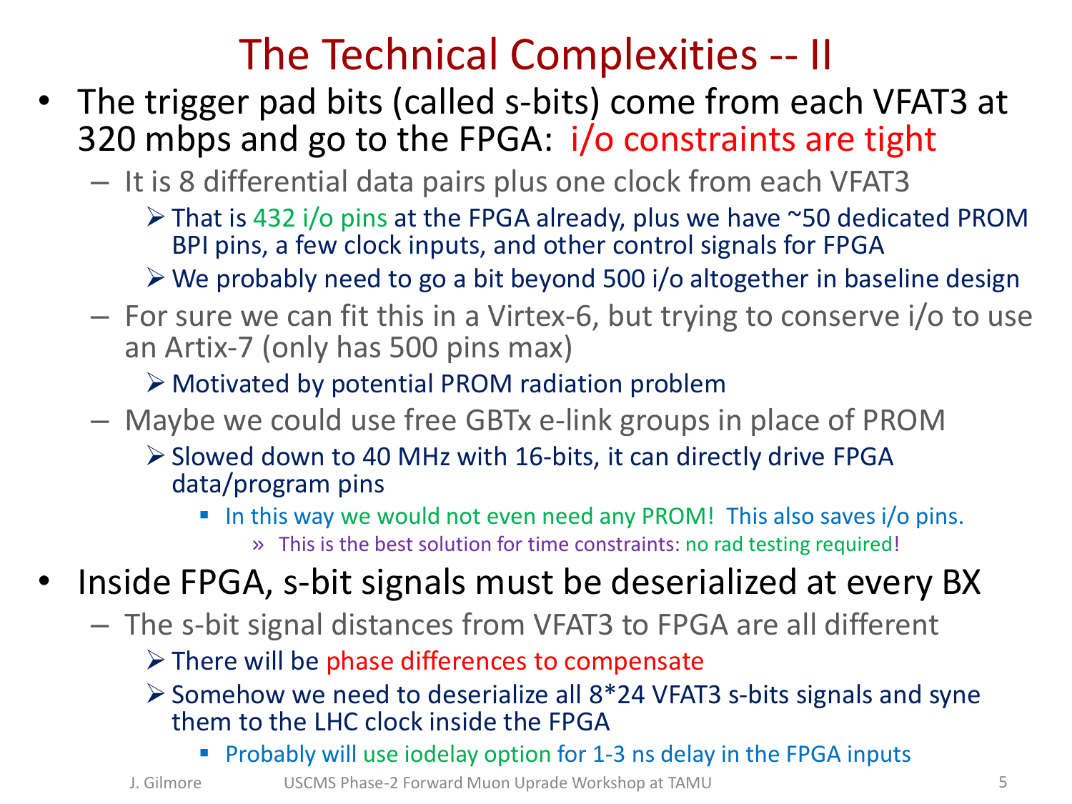# The Technical Complexities -- II

- The trigger pad bits (called s-bits) come from each VFAT3 at 320 mbps and go to the FPGA: i/o constraints are tight
  - It is 8 differential data pairs plus one clock from each VFAT3
    - That is 432 i/o pins at the FPGA already, plus we have ~50 dedicated PROM BPI pins, a few clock inputs, and other control signals for FPGA
    - We probably need to go a bit beyond 500 i/o altogether in baseline design
  - For sure we can fit this in a Virtex-6, but trying to conserve i/o to use an Artix-7 (only has 500 pins max)
    - Motivated by potential PROM radiation problem
  - Maybe we could use free GBTx e-link groups in place of PROM
    - Slowed down to 40 MHz with 16-bits, it can directly drive FPGA data/program pins
      - In this way we would not even need any PROM! This also saves i/o pins.
        - This is the best solution for time constraints: no rad testing required!
- Inside FPGA, s-bit signals must be deserialized at every BX
  - The s-bit signal distances from VFAT3 to FPGA are all different
    - There will be phase differences to compensate
    - Somehow we need to deserialize all 8*24 VFAT3 s-bits signals and syne them to the LHC clock inside the FPGA
      - Probably will use iodelay option for 1-3 ns delay in the FPGA inputs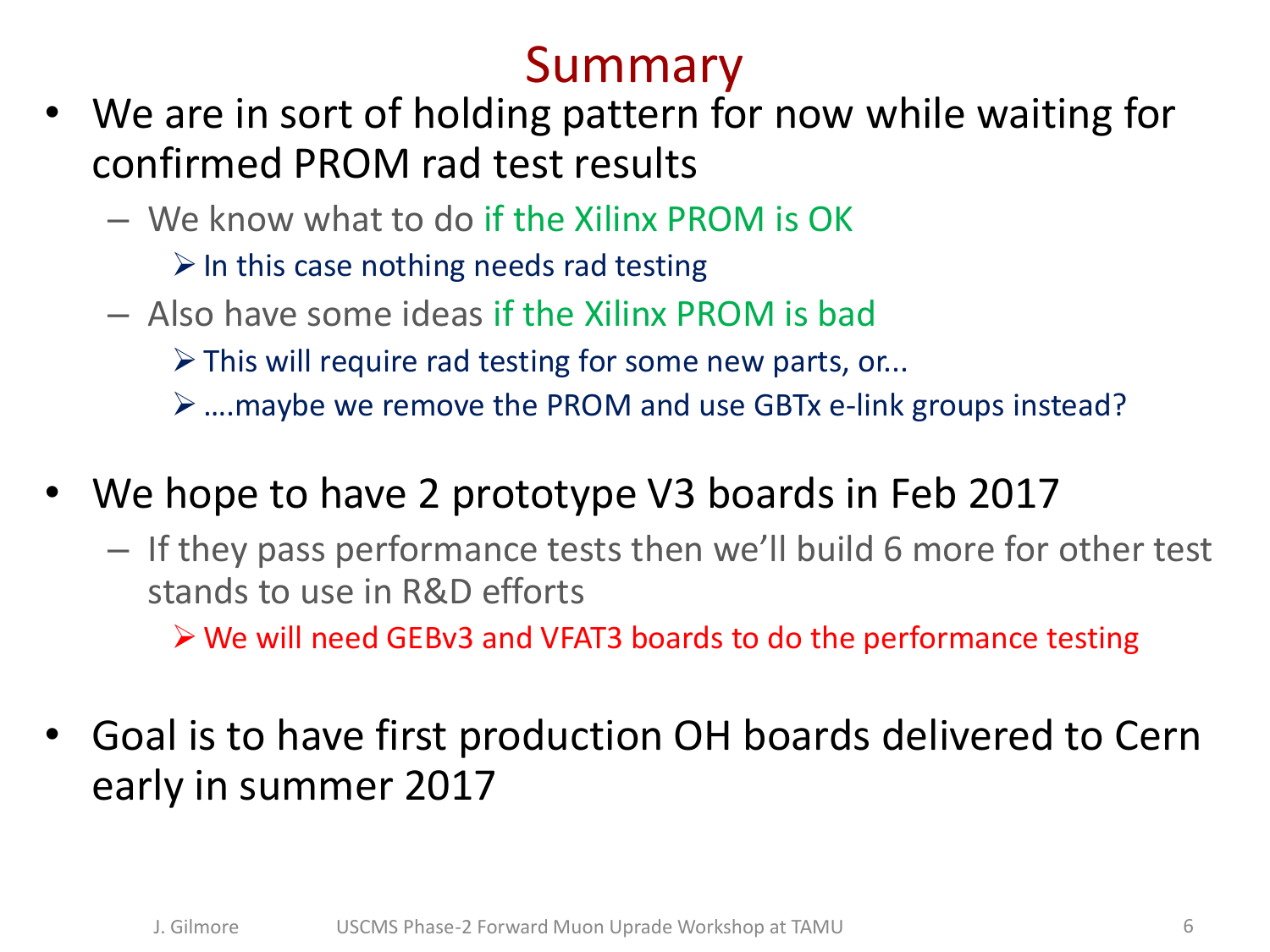# Summary

- We are in sort of holding pattern for now while waiting for confirmed PROM rad test results
  - We know what to do if the Xilinx PROM is OK
    - In this case nothing needs rad testing
  - Also have some ideas if the Xilinx PROM is bad
    - This will require rad testing for some new parts, or...
    - ….maybe we remove the PROM and use GBTx e-link groups instead?

- We hope to have 2 prototype V3 boards in Feb 2017
  - If they pass performance tests then we'll build 6 more for other test stands to use in R&D efforts
    - We will need GEBv3 and VFAT3 boards to do the performance testing

- Goal is to have first production OH boards delivered to Cern early in summer 2017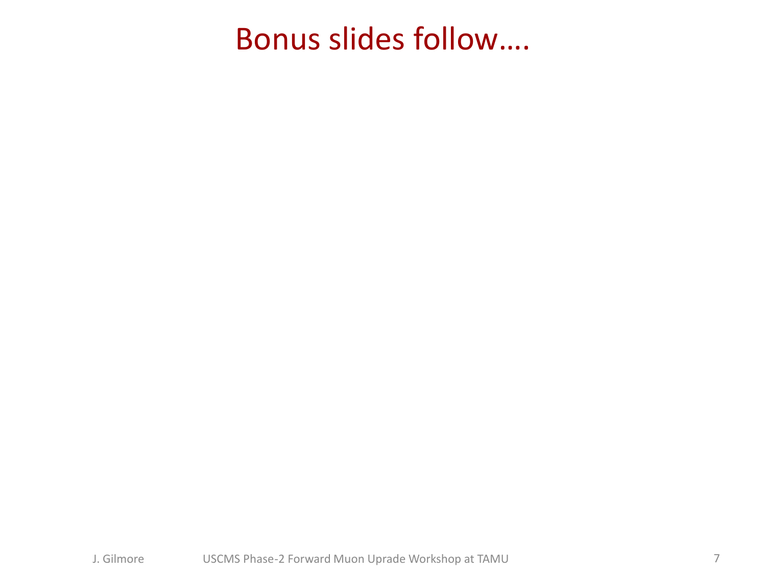# Bonus slides follow….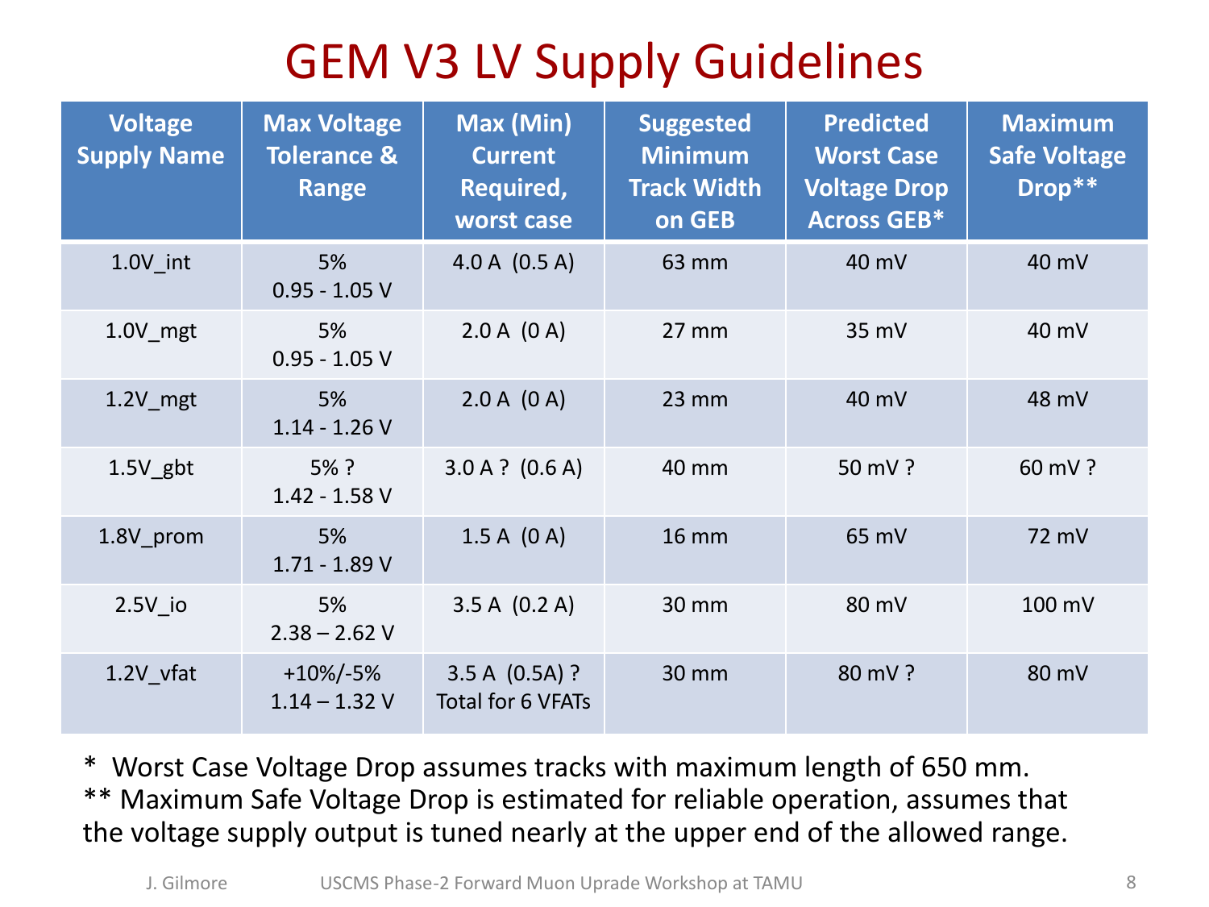# GEM V3 LV Supply Guidelines

| Voltage Supply Name | Max Voltage Tolerance & Range | Max (Min) Current Required, worst case | Suggested Minimum Track Width on GEB | Predicted Worst Case Voltage Drop Across GEB* | Maximum Safe Voltage Drop** |
|---|---|---|---|---|---|
| 1.0V_int | 5%<br>0.95 - 1.05 V | 4.0 A (0.5 A) | 63 mm | 40 mV | 40 mV |
| 1.0V_mgt | 5%<br>0.95 - 1.05 V | 2.0 A (0 A) | 27 mm | 35 mV | 40 mV |
| 1.2V_mgt | 5%<br>1.14 - 1.26 V | 2.0 A (0 A) | 23 mm | 40 mV | 48 mV |
| 1.5V_gbt | 5% ?<br>1.42 - 1.58 V | 3.0 A ? (0.6 A) | 40 mm | 50 mV ? | 60 mV ? |
| 1.8V_prom | 5%<br>1.71 - 1.89 V | 1.5 A (0 A) | 16 mm | 65 mV | 72 mV |
| 2.5V_io | 5%<br>2.38 – 2.62 V | 3.5 A (0.2 A) | 30 mm | 80 mV | 100 mV |
| 1.2V_vfat | +10%/-5%<br>1.14 – 1.32 V | 3.5 A (0.5A) ?<br>Total for 6 VFATs | 30 mm | 80 mV ? | 80 mV |

* Worst Case Voltage Drop assumes tracks with maximum length of 650 mm.

** Maximum Safe Voltage Drop is estimated for reliable operation, assumes that the voltage supply output is tuned nearly at the upper end of the allowed range.